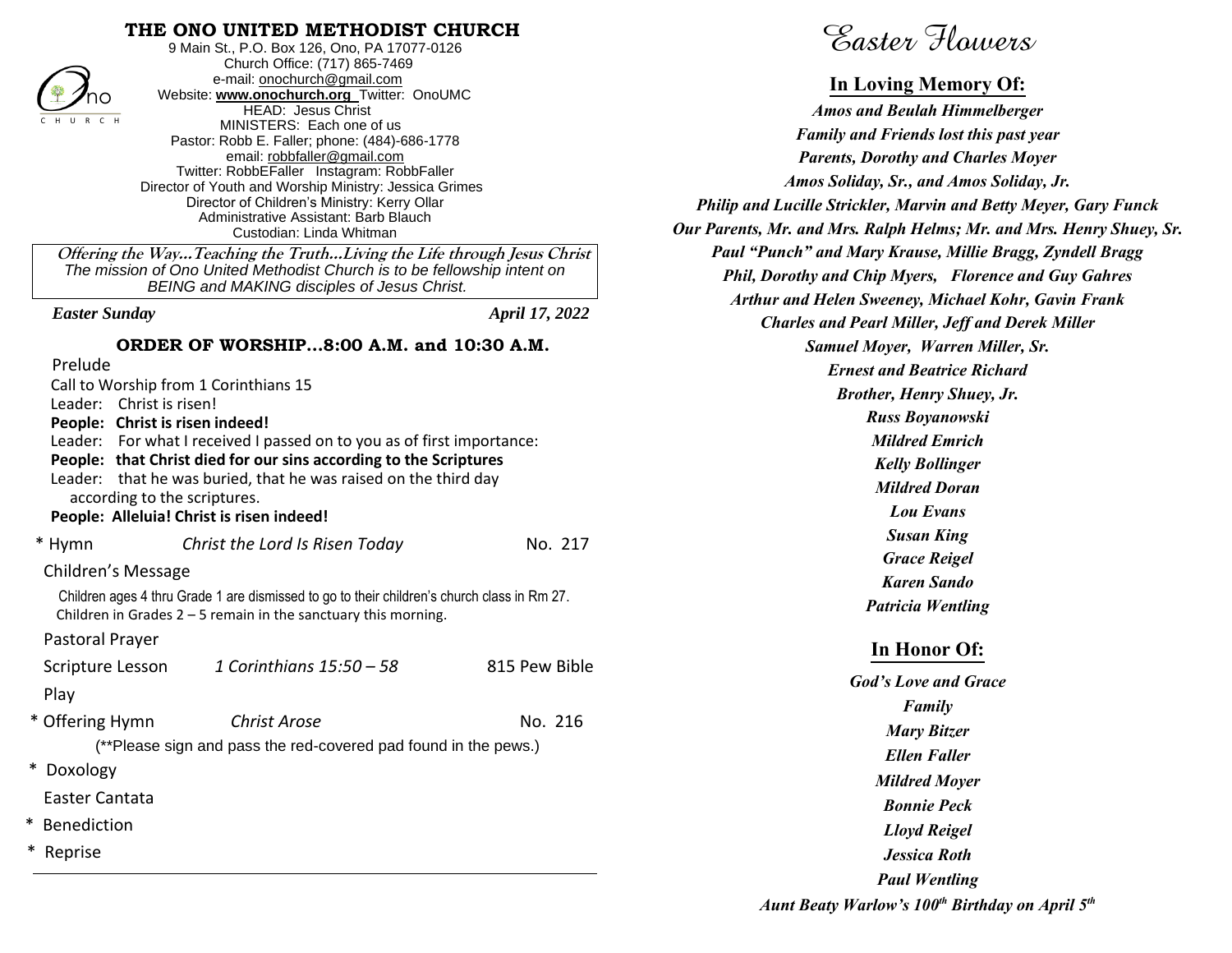# THE ONO UNITED METHODIST CHURCH

9 Main St., P.O. Box 126, Ono, PA 17077-0126
Church Office: (717) 865-7469
e-mail: onochurch@gmail.com
Website: **www.onochurch.org** Twitter: OnoUMC
HEAD: Jesus Christ
MINISTERS: Each one of us
Pastor: Robb E. Faller; phone: (484)-686-1778
email: robbfaller@gmail.com
Twitter: RobbEFaller Instagram: RobbFaller
Director of Youth and Worship Ministry: Jessica Grimes
Director of Children's Ministry: Kerry Ollar
Administrative Assistant: Barb Blauch
Custodian: Linda Whitman

***Offering the Way…Teaching the Truth…Living the Life through Jesus Christ***
*The mission of Ono United Methodist Church is to be fellowship intent on BEING and MAKING disciples of Jesus Christ.*

***Easter Sunday*** ***April 17, 2022***

## ORDER OF WORSHIP…8:00 A.M. and 10:30 A.M.

Prelude

Call to Worship from 1 Corinthians 15

Leader: Christ is risen!
**People: Christ is risen indeed!**
Leader: For what I received I passed on to you as of first importance:
**People: that Christ died for our sins according to the Scriptures**
Leader: that he was buried, that he was raised on the third day according to the scriptures.
**People: Alleluia! Christ is risen indeed!**

\* Hymn — *Christ the Lord Is Risen Today* — No. 217

Children's Message

Children ages 4 thru Grade 1 are dismissed to go to their children's church class in Rm 27. Children in Grades 2 – 5 remain in the sanctuary this morning.

Pastoral Prayer

Scripture Lesson — *1 Corinthians 15:50 – 58* — 815 Pew Bible

Play

\* Offering Hymn — *Christ Arose* — No. 216

(**Please sign and pass the red-covered pad found in the pews.)

\* Doxology

Easter Cantata

\* Benediction

\* Reprise

# Easter Flowers

## In Loving Memory Of:

*Amos and Beulah Himmelberger*
*Family and Friends lost this past year*
*Parents, Dorothy and Charles Moyer*
*Amos Soliday, Sr., and Amos Soliday, Jr.*
*Philip and Lucille Strickler, Marvin and Betty Meyer, Gary Funck*
*Our Parents, Mr. and Mrs. Ralph Helms; Mr. and Mrs. Henry Shuey, Sr.*
*Paul "Punch" and Mary Krause, Millie Bragg, Zyndell Bragg*
*Phil, Dorothy and Chip Myers, Florence and Guy Gahres*
*Arthur and Helen Sweeney, Michael Kohr, Gavin Frank*
*Charles and Pearl Miller, Jeff and Derek Miller*
*Samuel Moyer, Warren Miller, Sr.*
*Ernest and Beatrice Richard*
*Brother, Henry Shuey, Jr.*
*Russ Boyanowski*
*Mildred Emrich*
*Kelly Bollinger*
*Mildred Doran*
*Lou Evans*
*Susan King*
*Grace Reigel*
*Karen Sando*
*Patricia Wentling*

## In Honor Of:

*God's Love and Grace*
*Family*
*Mary Bitzer*
*Ellen Faller*
*Mildred Moyer*
*Bonnie Peck*
*Lloyd Reigel*
*Jessica Roth*
*Paul Wentling*
*Aunt Beaty Warlow's 100th Birthday on April 5th*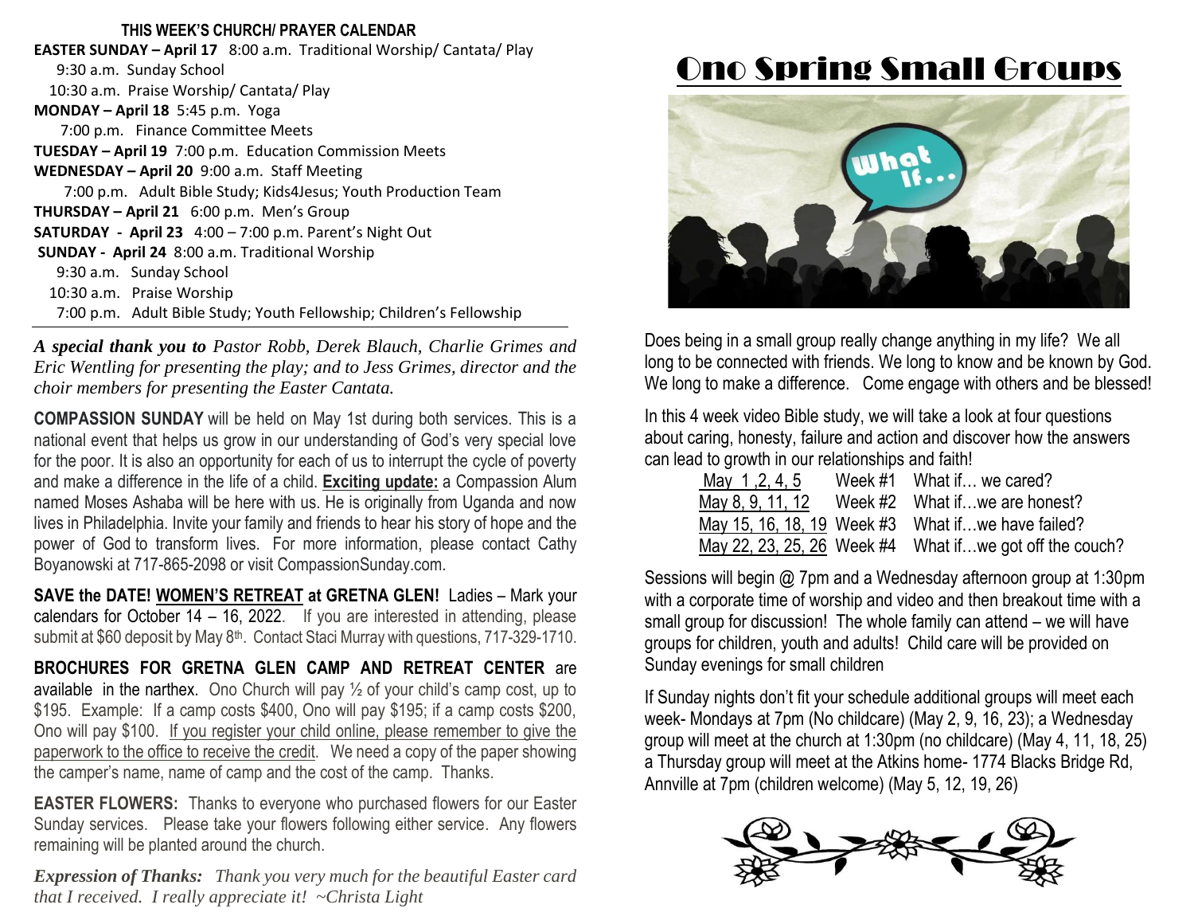**THIS WEEK'S CHURCH/ PRAYER CALENDAR**

**EASTER SUNDAY – April 17** 8:00 a.m. Traditional Worship/ Cantata/ Play
9:30 a.m. Sunday School
10:30 a.m. Praise Worship/ Cantata/ Play

**MONDAY – April 18** 5:45 p.m. Yoga
7:00 p.m. Finance Committee Meets

**TUESDAY – April 19** 7:00 p.m. Education Commission Meets

**WEDNESDAY – April 20** 9:00 a.m. Staff Meeting
7:00 p.m. Adult Bible Study; Kids4Jesus; Youth Production Team

**THURSDAY – April 21** 6:00 p.m. Men's Group

**SATURDAY - April 23** 4:00 – 7:00 p.m. Parent's Night Out

**SUNDAY - April 24** 8:00 a.m. Traditional Worship
9:30 a.m. Sunday School
10:30 a.m. Praise Worship
7:00 p.m. Adult Bible Study; Youth Fellowship; Children's Fellowship

***A special thank you to*** *Pastor Robb, Derek Blauch, Charlie Grimes and Eric Wentling for presenting the play; and to Jess Grimes, director and the choir members for presenting the Easter Cantata.*

**COMPASSION SUNDAY** will be held on May 1st during both services. This is a national event that helps us grow in our understanding of God's very special love for the poor. It is also an opportunity for each of us to interrupt the cycle of poverty and make a difference in the life of a child. **Exciting update:** a Compassion Alum named Moses Ashaba will be here with us. He is originally from Uganda and now lives in Philadelphia. Invite your family and friends to hear his story of hope and the power of God to transform lives. For more information, please contact Cathy Boyanowski at 717-865-2098 or visit CompassionSunday.com.

**SAVE the DATE! WOMEN'S RETREAT at GRETNA GLEN!** Ladies – Mark your calendars for October 14 – 16, 2022. If you are interested in attending, please submit at $60 deposit by May 8th. Contact Staci Murray with questions, 717-329-1710.

**BROCHURES FOR GRETNA GLEN CAMP AND RETREAT CENTER** are available in the narthex. Ono Church will pay ½ of your child's camp cost, up to $195. Example: If a camp costs $400, Ono will pay $195; if a camp costs $200, Ono will pay $100. If you register your child online, please remember to give the paperwork to the office to receive the credit. We need a copy of the paper showing the camper's name, name of camp and the cost of the camp. Thanks.

**EASTER FLOWERS:** Thanks to everyone who purchased flowers for our Easter Sunday services. Please take your flowers following either service. Any flowers remaining will be planted around the church.

***Expression of Thanks:*** *Thank you very much for the beautiful Easter card that I received. I really appreciate it! ~Christa Light*

# Ono Spring Small Groups

Does being in a small group really change anything in my life? We all long to be connected with friends. We long to know and be known by God. We long to make a difference. Come engage with others and be blessed!

In this 4 week video Bible study, we will take a look at four questions about caring, honesty, failure and action and discover how the answers can lead to growth in our relationships and faith!

| | | |
|---|---|---|
| May 1 ,2, 4, 5 | Week #1 | What if… we cared? |
| May 8, 9, 11, 12 | Week #2 | What if…we are honest? |
| May 15, 16, 18, 19 | Week #3 | What if…we have failed? |
| May 22, 23, 25, 26 | Week #4 | What if…we got off the couch? |

Sessions will begin @ 7pm and a Wednesday afternoon group at 1:30pm with a corporate time of worship and video and then breakout time with a small group for discussion! The whole family can attend – we will have groups for children, youth and adults! Child care will be provided on Sunday evenings for small children

If Sunday nights don't fit your schedule additional groups will meet each week- Mondays at 7pm (No childcare) (May 2, 9, 16, 23); a Wednesday group will meet at the church at 1:30pm (no childcare) (May 4, 11, 18, 25) a Thursday group will meet at the Atkins home- 1774 Blacks Bridge Rd, Annville at 7pm (children welcome) (May 5, 12, 19, 26)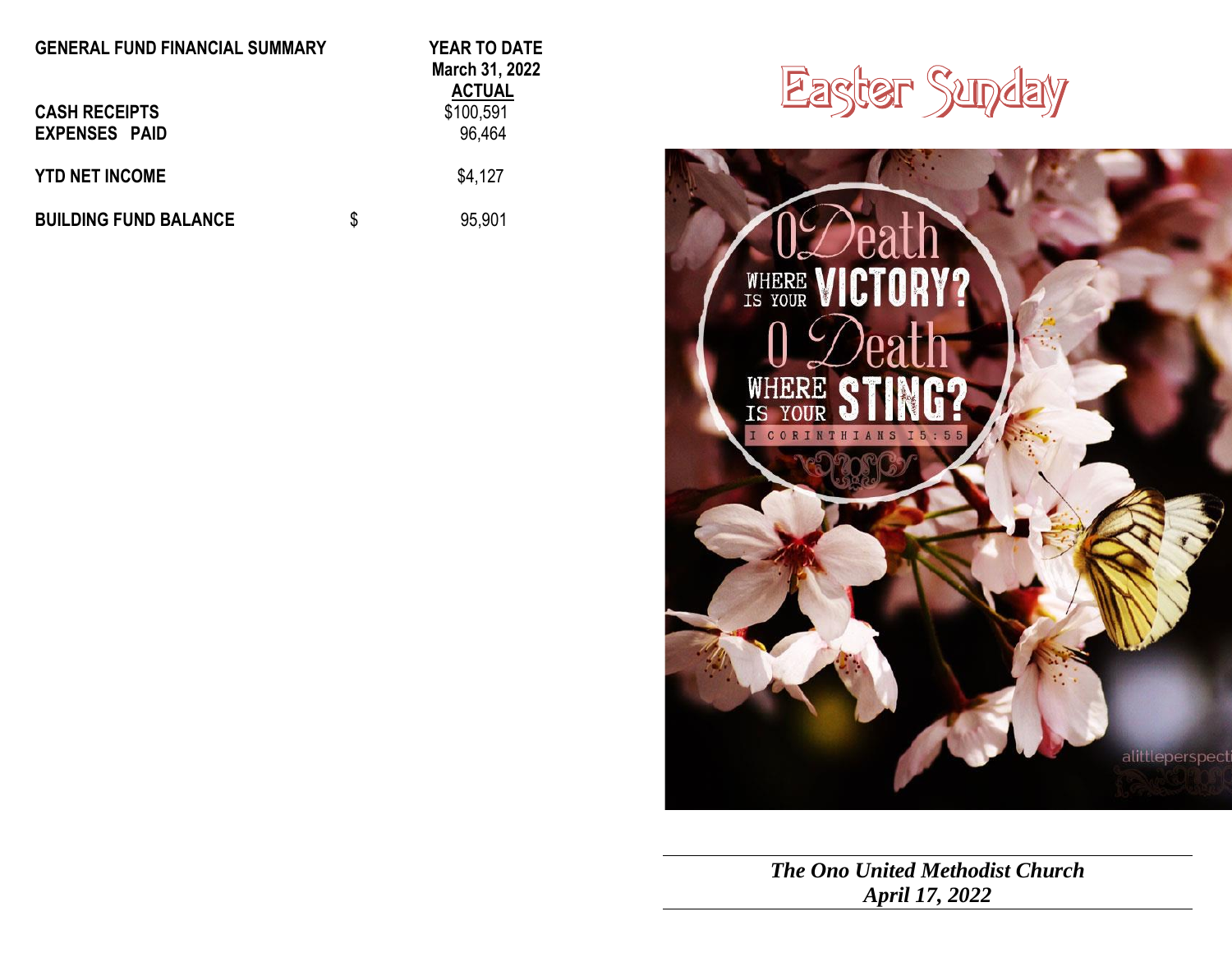| GENERAL FUND FINANCIAL SUMMARY | | YEAR TO DATE March 31, 2022 ACTUAL |
|---|---|---|
| CASH RECEIPTS | | $100,591 |
| EXPENSES PAID | | 96,464 |
| YTD NET INCOME | | $4,127 |
| BUILDING FUND BALANCE | $ | 95,901 |

# Easter Sunday

*The Ono United Methodist Church*
*April 17, 2022*